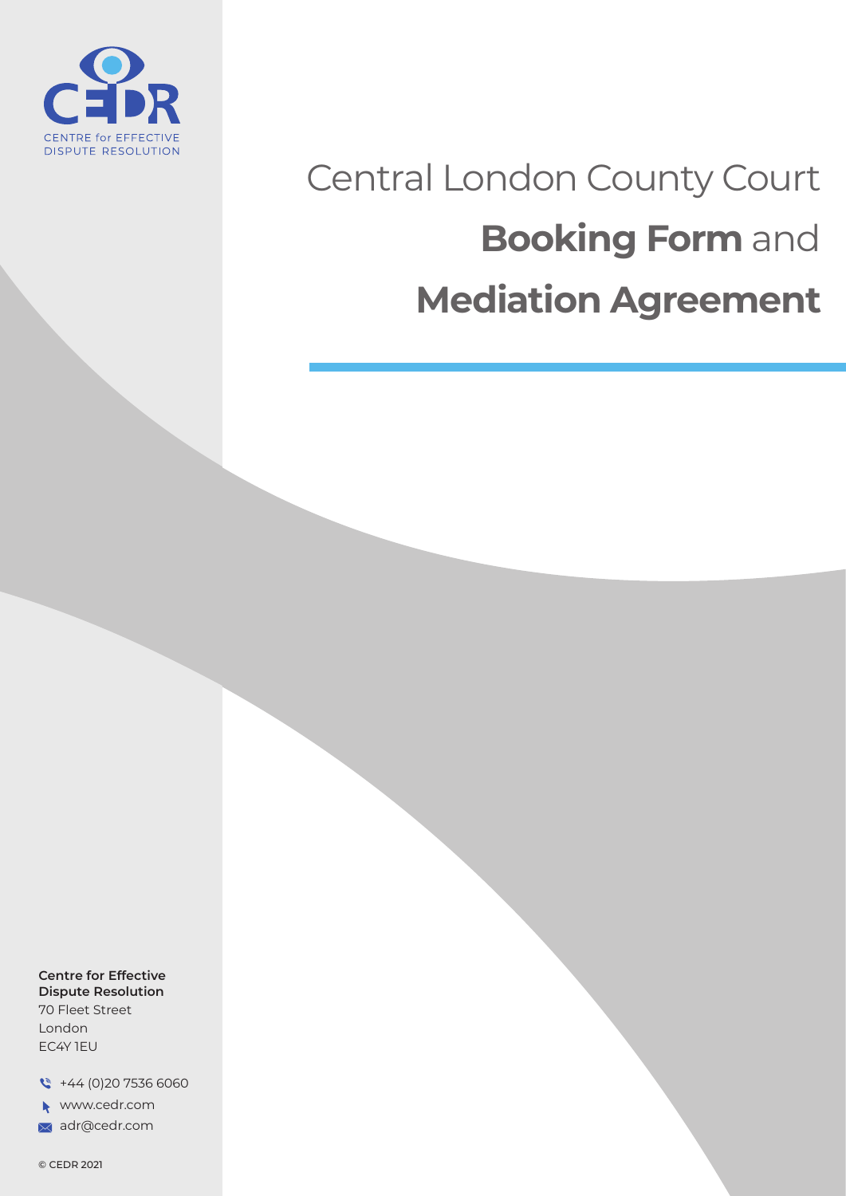CENTRE for EFFECTIVE DISPUTE RESOLUTION

# Central London County Court **Booking Form** and **Mediation Agreement**

**Centre for Effective Dispute Resolution**
70 Fleet Street
London
EC4Y 1EU

+44 (0)20 7536 6060
www.cedr.com
adr@cedr.com

© CEDR 2021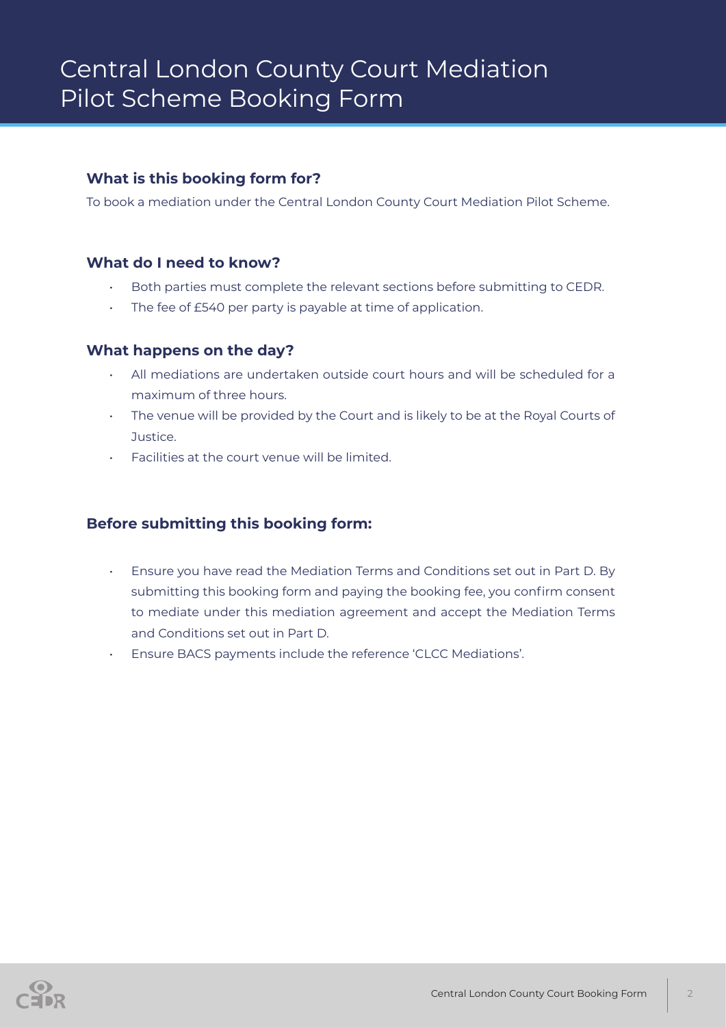# Central London County Court Mediation Pilot Scheme Booking Form

### What is this booking form for?

To book a mediation under the Central London County Court Mediation Pilot Scheme.

### What do I need to know?

- Both parties must complete the relevant sections before submitting to CEDR.
- The fee of £540 per party is payable at time of application.

### What happens on the day?

- All mediations are undertaken outside court hours and will be scheduled for a maximum of three hours.
- The venue will be provided by the Court and is likely to be at the Royal Courts of Justice.
- Facilities at the court venue will be limited.

### Before submitting this booking form:

- Ensure you have read the Mediation Terms and Conditions set out in Part D. By submitting this booking form and paying the booking fee, you confirm consent to mediate under this mediation agreement and accept the Mediation Terms and Conditions set out in Part D.
- Ensure BACS payments include the reference 'CLCC Mediations'.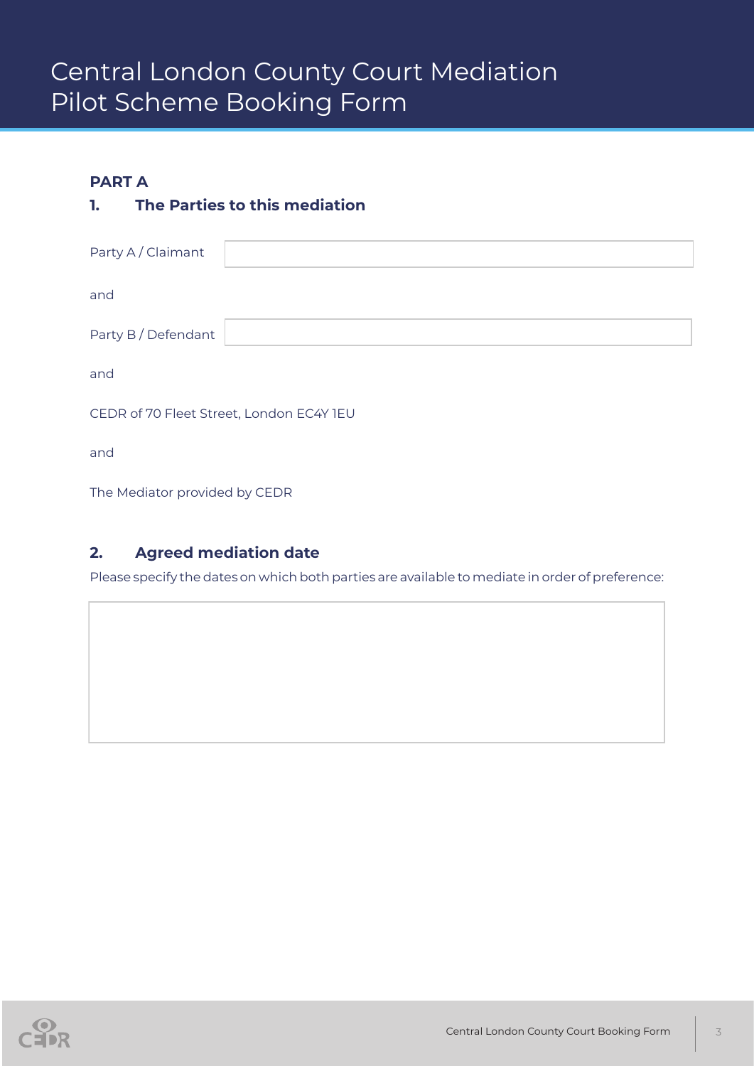# Central London County Court Mediation Pilot Scheme Booking Form

**PART A**

## 1. The Parties to this mediation

Party A / Claimant

and

Party B / Defendant

and

CEDR of 70 Fleet Street, London EC4Y 1EU

and

The Mediator provided by CEDR

## 2. Agreed mediation date

Please specify the dates on which both parties are available to mediate in order of preference: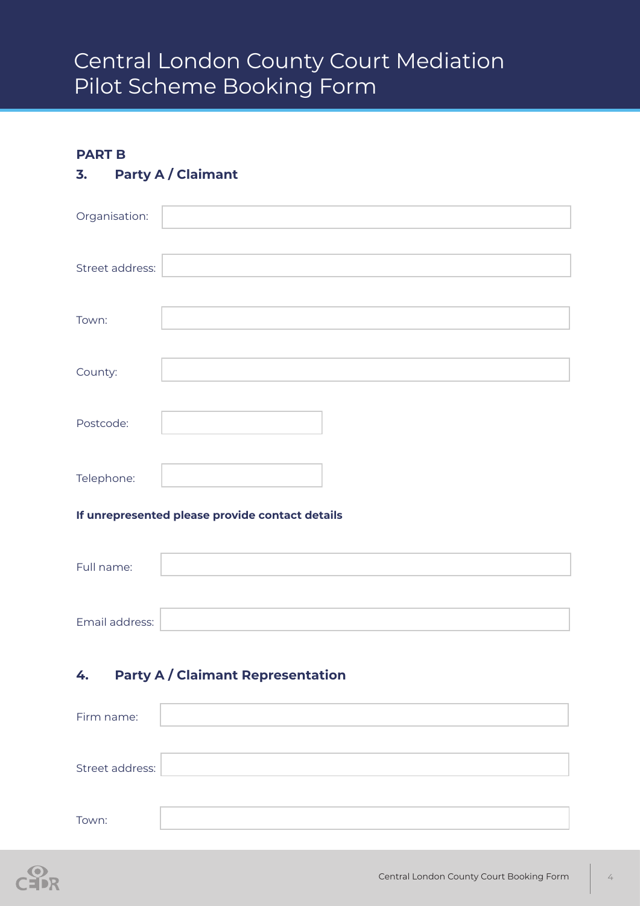# Central London County Court Mediation Pilot Scheme Booking Form

**PART B**

## 3. Party A / Claimant

Organisation:

Street address:

Town:

County:

Postcode:

Telephone:

**If unrepresented please provide contact details**

Full name:

Email address:

## 4. Party A / Claimant Representation

Firm name:

Street address:

Town: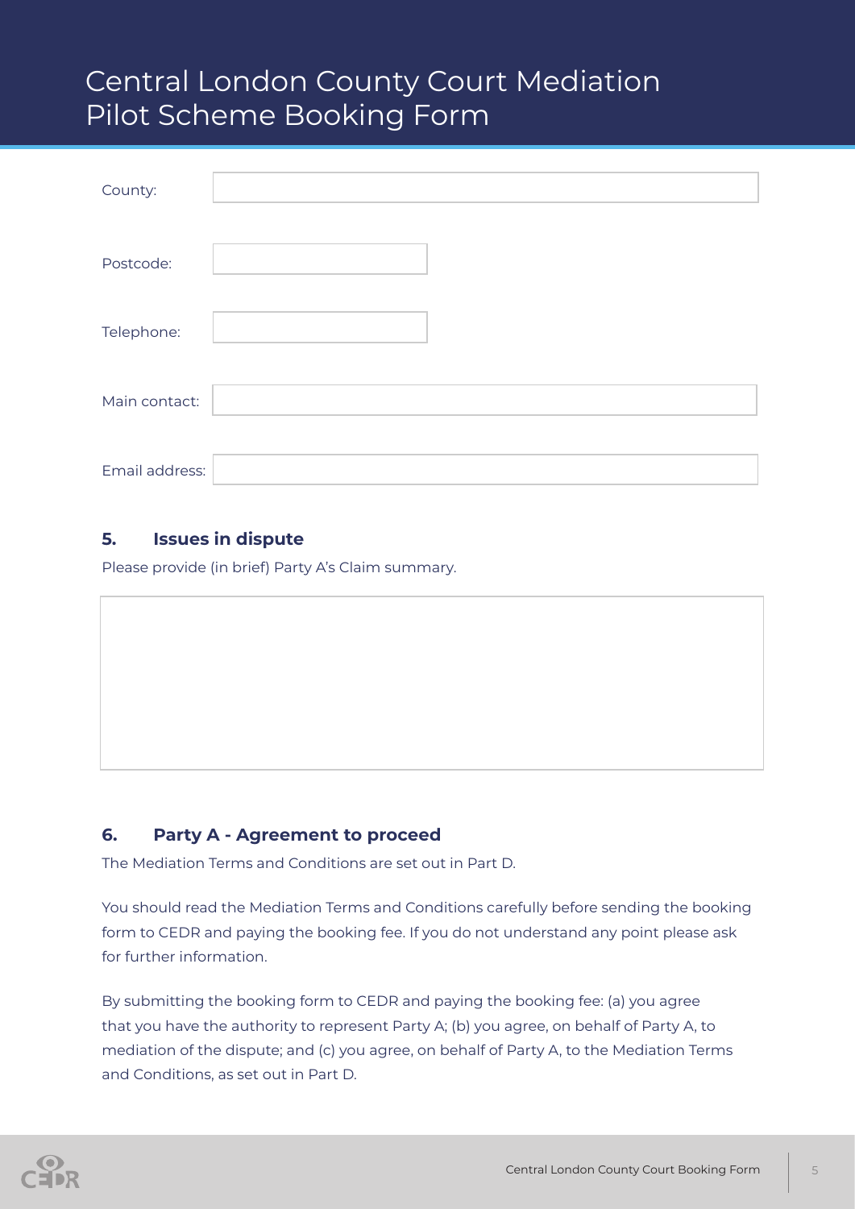# Central London County Court Mediation Pilot Scheme Booking Form

County:

Postcode:

Telephone:

Main contact:

Email address:

## 5. Issues in dispute

Please provide (in brief) Party A's Claim summary.

## 6. Party A - Agreement to proceed

The Mediation Terms and Conditions are set out in Part D.

You should read the Mediation Terms and Conditions carefully before sending the booking form to CEDR and paying the booking fee. If you do not understand any point please ask for further information.

By submitting the booking form to CEDR and paying the booking fee: (a) you agree that you have the authority to represent Party A; (b) you agree, on behalf of Party A, to mediation of the dispute; and (c) you agree, on behalf of Party A, to the Mediation Terms and Conditions, as set out in Part D.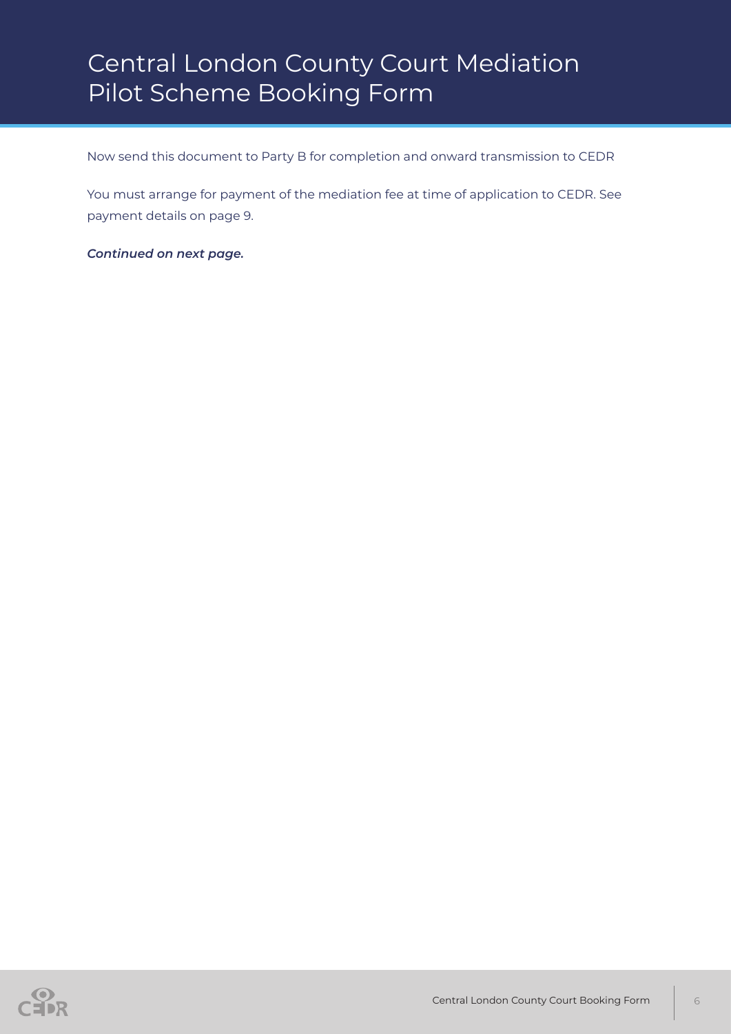# Central London County Court Mediation Pilot Scheme Booking Form

Now send this document to Party B for completion and onward transmission to CEDR

You must arrange for payment of the mediation fee at time of application to CEDR. See payment details on page 9.

***Continued on next page.***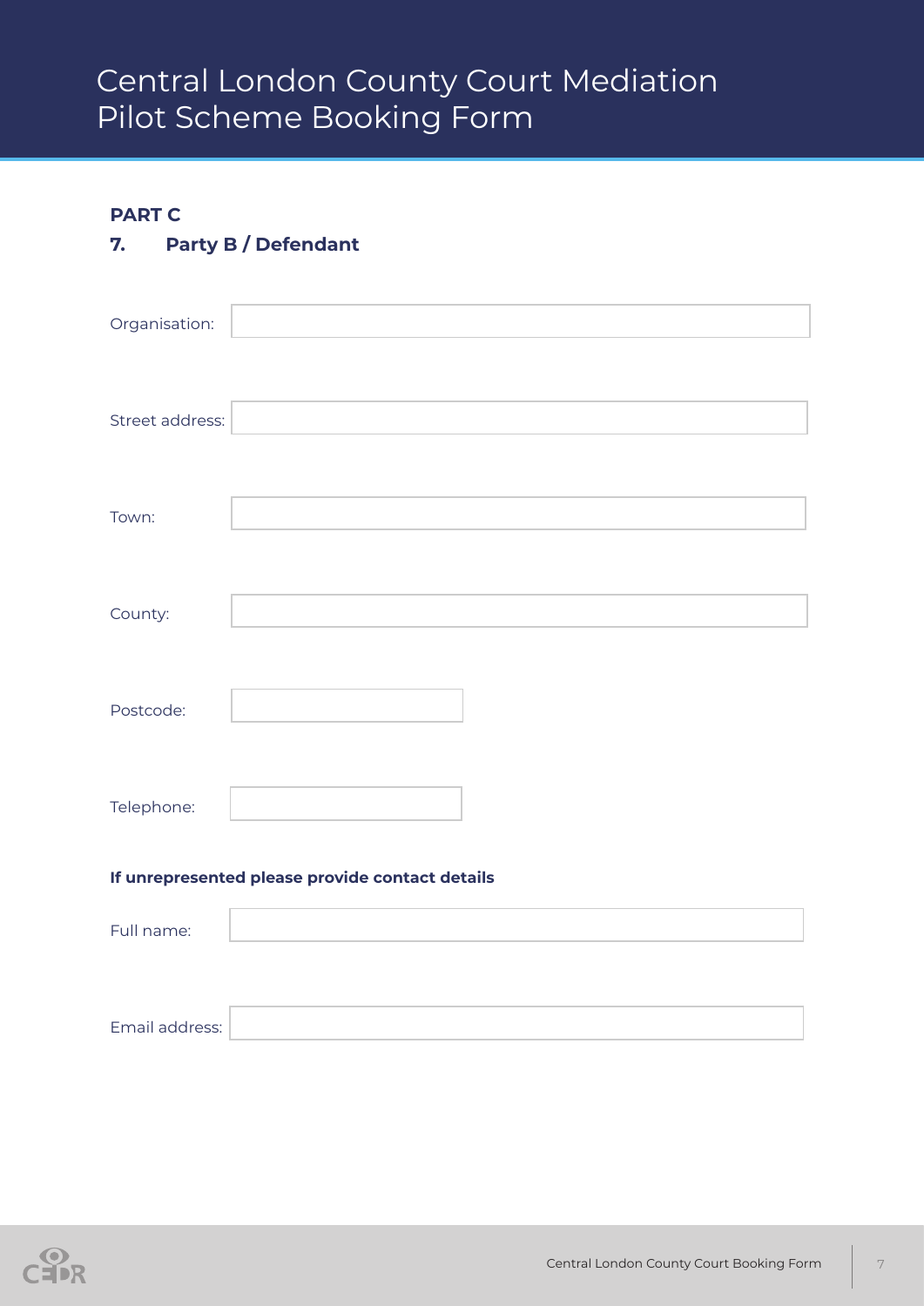# Central London County Court Mediation Pilot Scheme Booking Form

**PART C**

**7. Party B / Defendant**

Organisation:

Street address:

Town:

County:

Postcode:

Telephone:

**If unrepresented please provide contact details**

Full name:

Email address: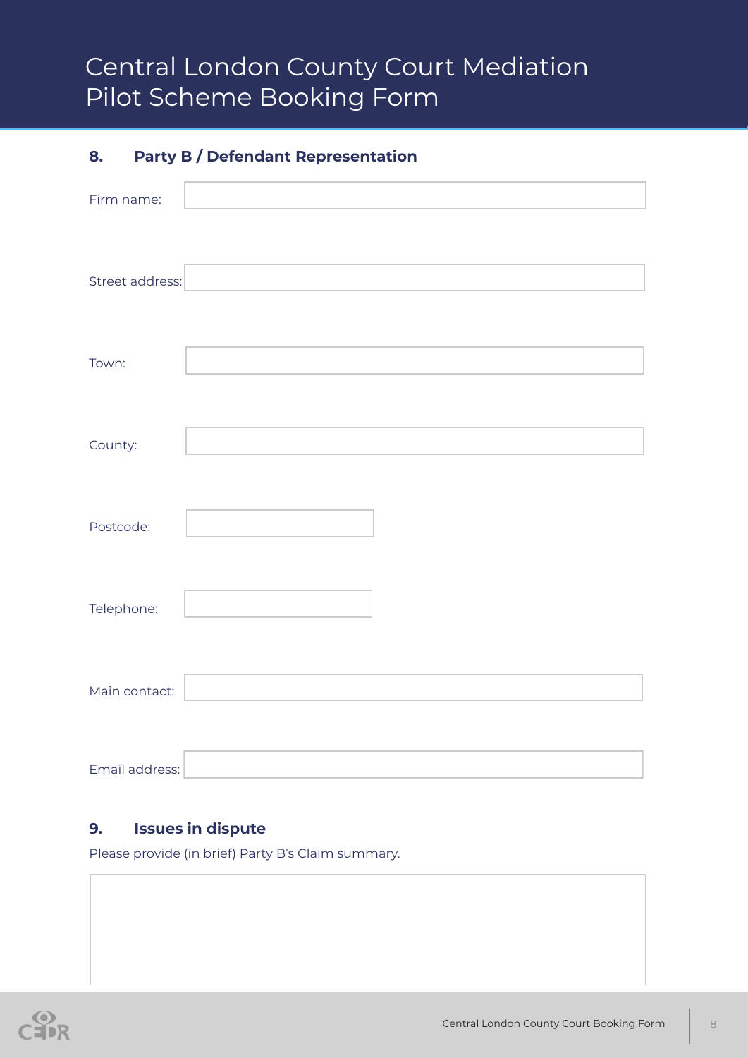# Central London County Court Mediation Pilot Scheme Booking Form

## 8. Party B / Defendant Representation

Firm name:

Street address:

Town:

County:

Postcode:

Telephone:

Main contact:

Email address:

## 9. Issues in dispute

Please provide (in brief) Party B's Claim summary.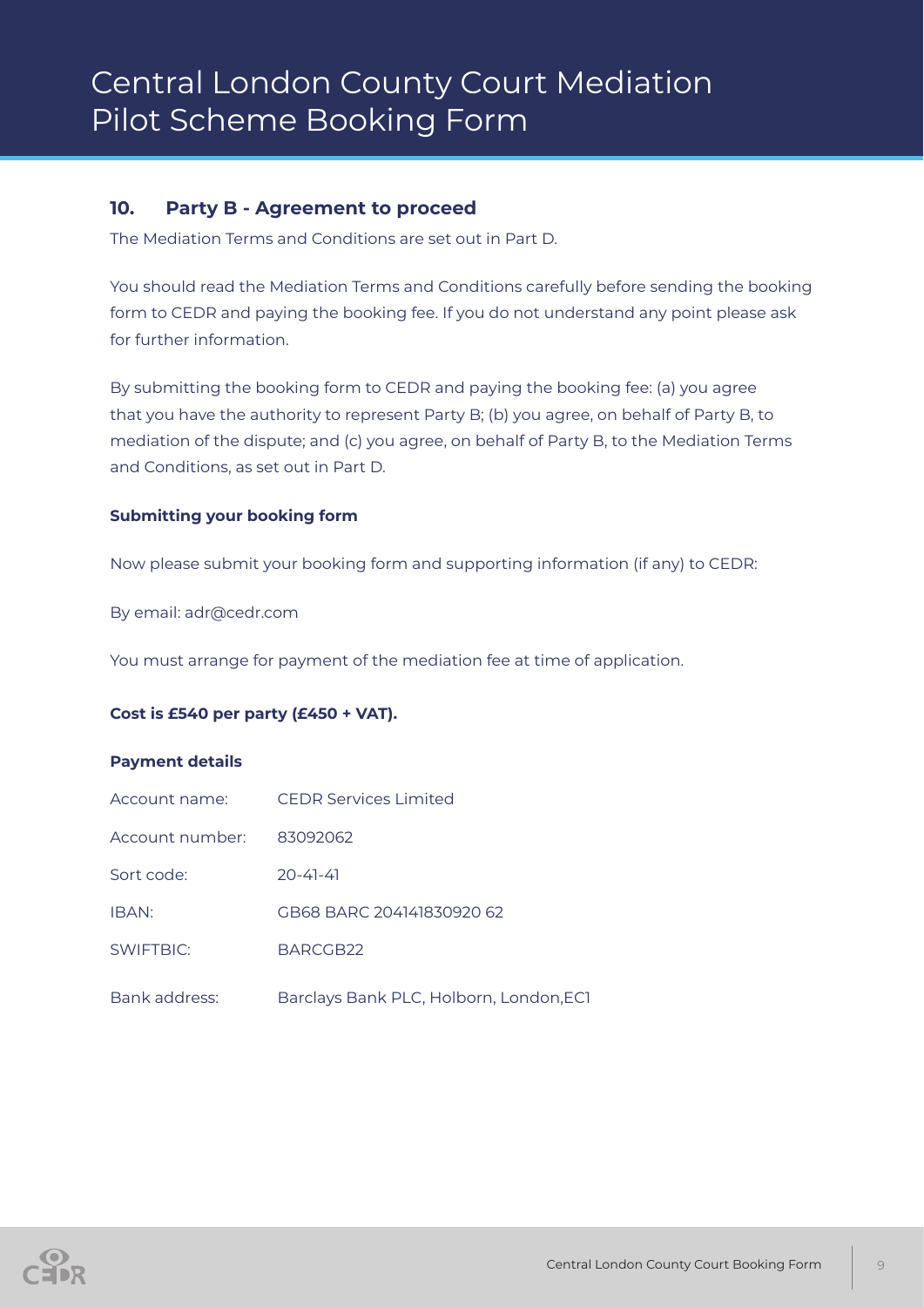# Central London County Court Mediation Pilot Scheme Booking Form

## 10. Party B - Agreement to proceed

The Mediation Terms and Conditions are set out in Part D.

You should read the Mediation Terms and Conditions carefully before sending the booking form to CEDR and paying the booking fee. If you do not understand any point please ask for further information.

By submitting the booking form to CEDR and paying the booking fee: (a) you agree that you have the authority to represent Party B; (b) you agree, on behalf of Party B, to mediation of the dispute; and (c) you agree, on behalf of Party B, to the Mediation Terms and Conditions, as set out in Part D.

**Submitting your booking form**

Now please submit your booking form and supporting information (if any) to CEDR:

By email: adr@cedr.com

You must arrange for payment of the mediation fee at time of application.

**Cost is £540 per party (£450 + VAT).**

**Payment details**

| | |
|---|---|
| Account name: | CEDR Services Limited |
| Account number: | 83092062 |
| Sort code: | 20-41-41 |
| IBAN: | GB68 BARC 204141830920 62 |
| SWIFTBIC: | BARCGB22 |
| Bank address: | Barclays Bank PLC, Holborn, London,EC1 |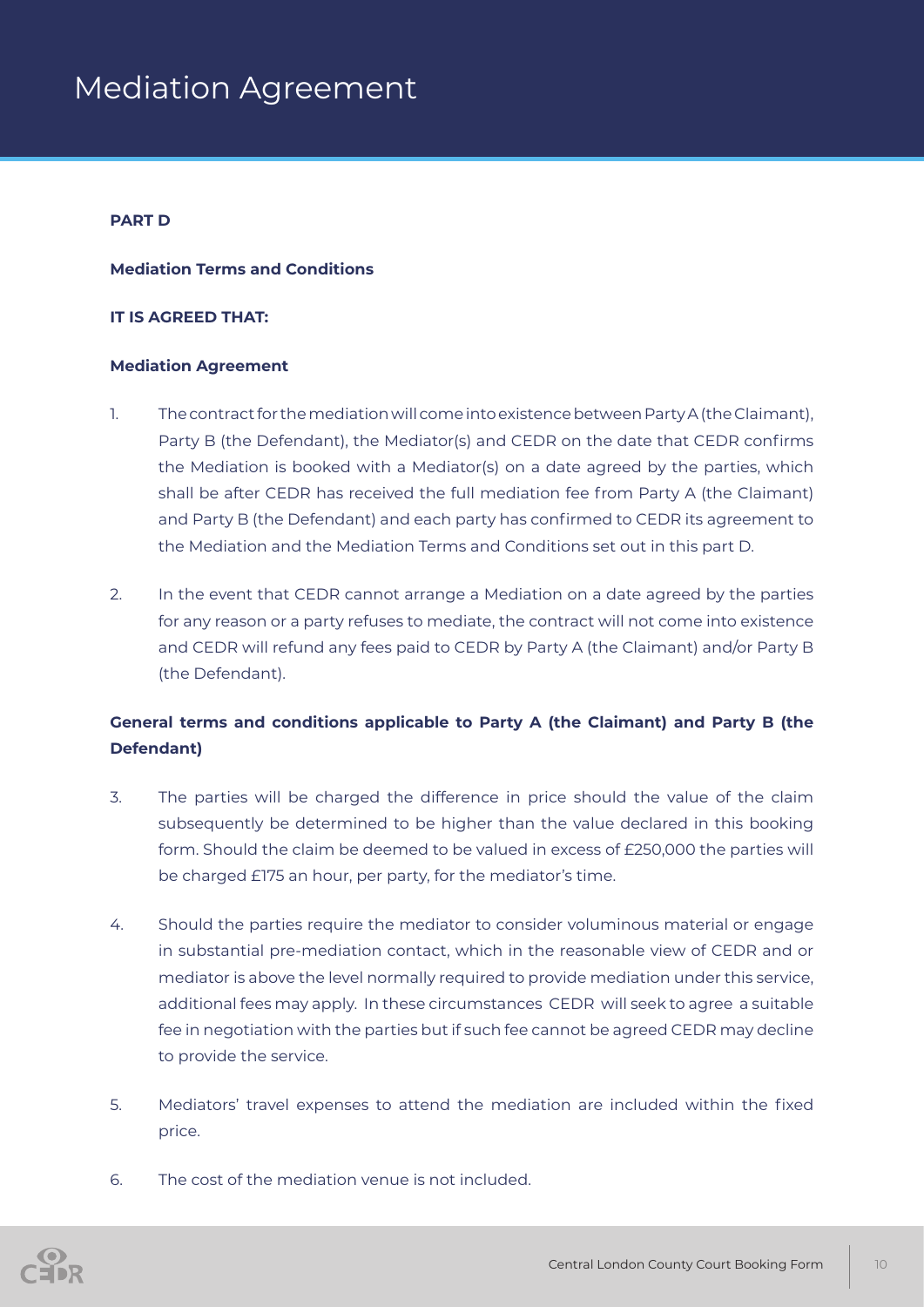# Mediation Agreement

**PART D**

**Mediation Terms and Conditions**

**IT IS AGREED THAT:**

**Mediation Agreement**

1. The contract for the mediation will come into existence between Party A (the Claimant), Party B (the Defendant), the Mediator(s) and CEDR on the date that CEDR confirms the Mediation is booked with a Mediator(s) on a date agreed by the parties, which shall be after CEDR has received the full mediation fee from Party A (the Claimant) and Party B (the Defendant) and each party has confirmed to CEDR its agreement to the Mediation and the Mediation Terms and Conditions set out in this part D.

2. In the event that CEDR cannot arrange a Mediation on a date agreed by the parties for any reason or a party refuses to mediate, the contract will not come into existence and CEDR will refund any fees paid to CEDR by Party A (the Claimant) and/or Party B (the Defendant).

**General terms and conditions applicable to Party A (the Claimant) and Party B (the Defendant)**

3. The parties will be charged the difference in price should the value of the claim subsequently be determined to be higher than the value declared in this booking form. Should the claim be deemed to be valued in excess of £250,000 the parties will be charged £175 an hour, per party, for the mediator's time.

4. Should the parties require the mediator to consider voluminous material or engage in substantial pre-mediation contact, which in the reasonable view of CEDR and or mediator is above the level normally required to provide mediation under this service, additional fees may apply. In these circumstances CEDR will seek to agree a suitable fee in negotiation with the parties but if such fee cannot be agreed CEDR may decline to provide the service.

5. Mediators' travel expenses to attend the mediation are included within the fixed price.

6. The cost of the mediation venue is not included.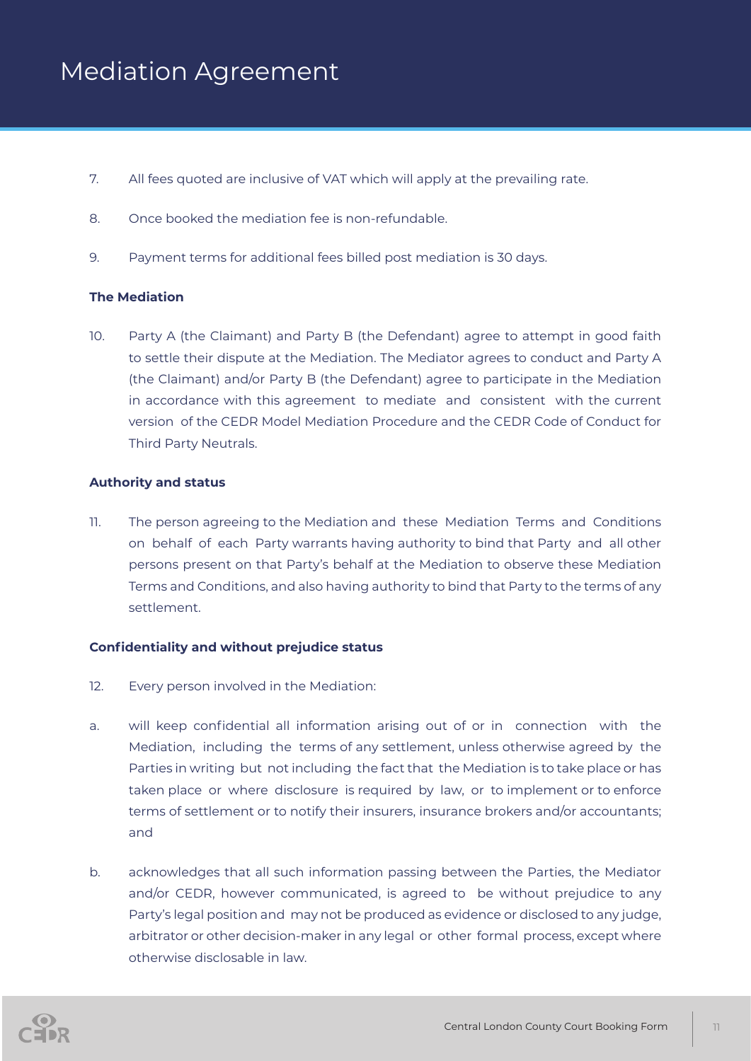# Mediation Agreement

7. All fees quoted are inclusive of VAT which will apply at the prevailing rate.

8. Once booked the mediation fee is non-refundable.

9. Payment terms for additional fees billed post mediation is 30 days.

**The Mediation**

10. Party A (the Claimant) and Party B (the Defendant) agree to attempt in good faith to settle their dispute at the Mediation. The Mediator agrees to conduct and Party A (the Claimant) and/or Party B (the Defendant) agree to participate in the Mediation in accordance with this agreement to mediate and consistent with the current version of the CEDR Model Mediation Procedure and the CEDR Code of Conduct for Third Party Neutrals.

**Authority and status**

11. The person agreeing to the Mediation and these Mediation Terms and Conditions on behalf of each Party warrants having authority to bind that Party and all other persons present on that Party's behalf at the Mediation to observe these Mediation Terms and Conditions, and also having authority to bind that Party to the terms of any settlement.

**Confidentiality and without prejudice status**

12. Every person involved in the Mediation:

a. will keep confidential all information arising out of or in connection with the Mediation, including the terms of any settlement, unless otherwise agreed by the Parties in writing but not including the fact that the Mediation is to take place or has taken place or where disclosure is required by law, or to implement or to enforce terms of settlement or to notify their insurers, insurance brokers and/or accountants; and

b. acknowledges that all such information passing between the Parties, the Mediator and/or CEDR, however communicated, is agreed to be without prejudice to any Party's legal position and may not be produced as evidence or disclosed to any judge, arbitrator or other decision-maker in any legal or other formal process, except where otherwise disclosable in law.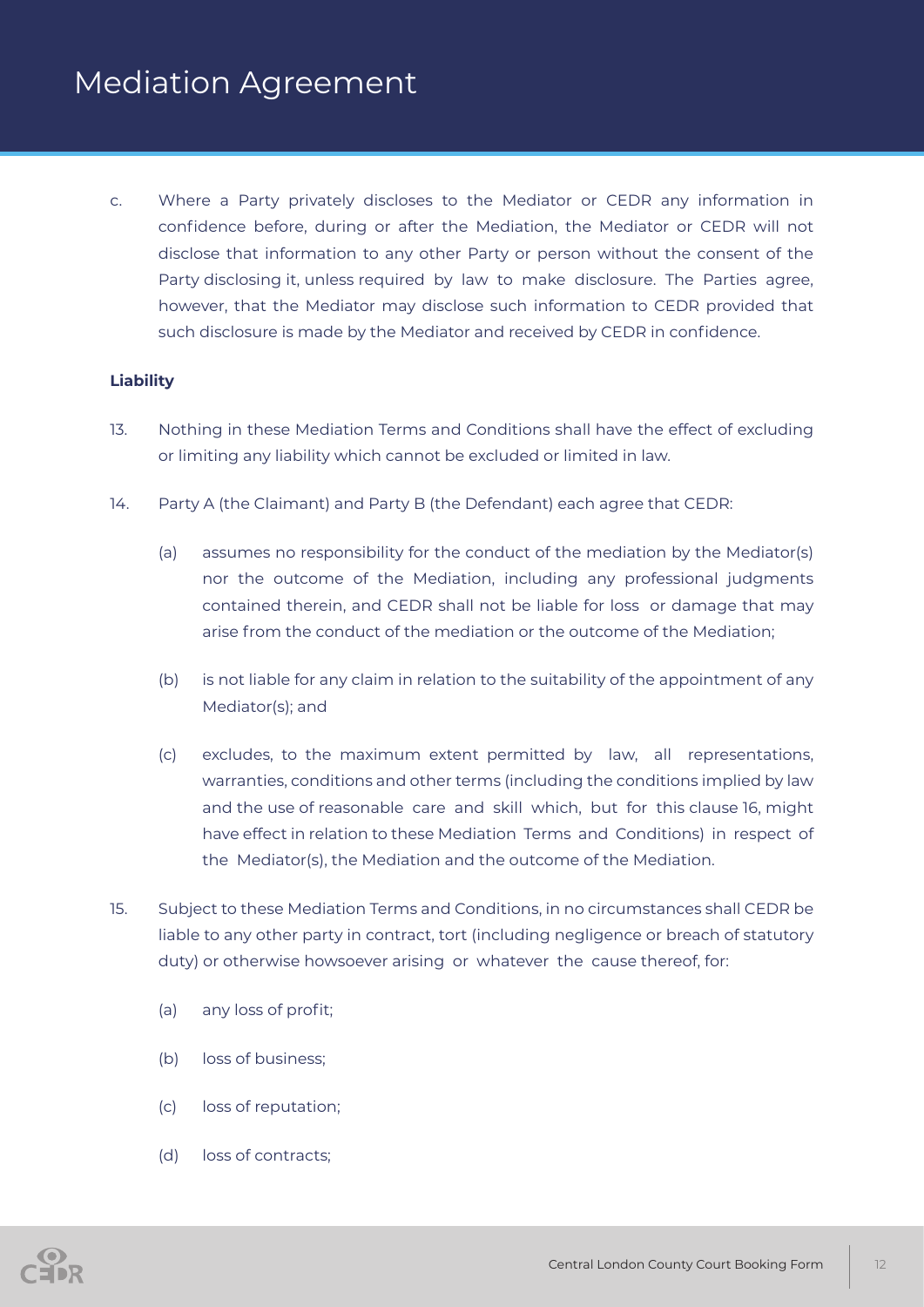c. Where a Party privately discloses to the Mediator or CEDR any information in confidence before, during or after the Mediation, the Mediator or CEDR will not disclose that information to any other Party or person without the consent of the Party disclosing it, unless required by law to make disclosure. The Parties agree, however, that the Mediator may disclose such information to CEDR provided that such disclosure is made by the Mediator and received by CEDR in confidence.

**Liability**

13. Nothing in these Mediation Terms and Conditions shall have the effect of excluding or limiting any liability which cannot be excluded or limited in law.

14. Party A (the Claimant) and Party B (the Defendant) each agree that CEDR:

    (a) assumes no responsibility for the conduct of the mediation by the Mediator(s) nor the outcome of the Mediation, including any professional judgments contained therein, and CEDR shall not be liable for loss or damage that may arise from the conduct of the mediation or the outcome of the Mediation;

    (b) is not liable for any claim in relation to the suitability of the appointment of any Mediator(s); and

    (c) excludes, to the maximum extent permitted by law, all representations, warranties, conditions and other terms (including the conditions implied by law and the use of reasonable care and skill which, but for this clause 16, might have effect in relation to these Mediation Terms and Conditions) in respect of the Mediator(s), the Mediation and the outcome of the Mediation.

15. Subject to these Mediation Terms and Conditions, in no circumstances shall CEDR be liable to any other party in contract, tort (including negligence or breach of statutory duty) or otherwise howsoever arising or whatever the cause thereof, for:

    (a) any loss of profit;

    (b) loss of business;

    (c) loss of reputation;

    (d) loss of contracts;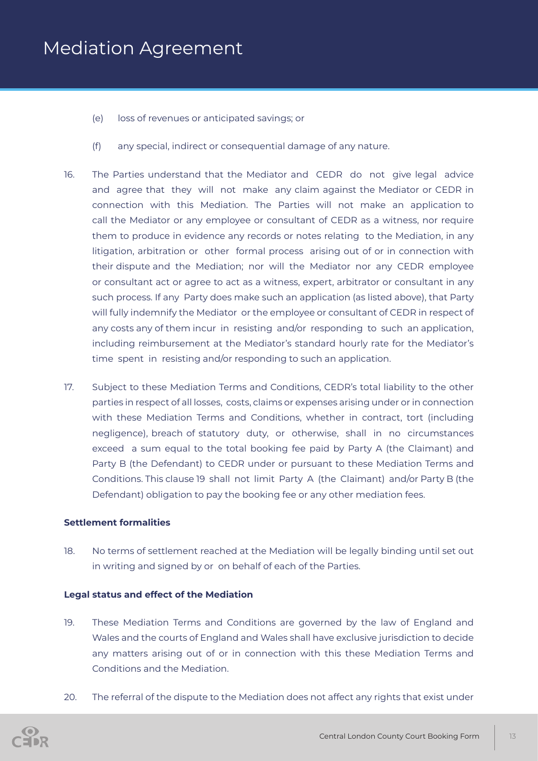(e) loss of revenues or anticipated savings; or

(f) any special, indirect or consequential damage of any nature.

16. The Parties understand that the Mediator and CEDR do not give legal advice and agree that they will not make any claim against the Mediator or CEDR in connection with this Mediation. The Parties will not make an application to call the Mediator or any employee or consultant of CEDR as a witness, nor require them to produce in evidence any records or notes relating to the Mediation, in any litigation, arbitration or other formal process arising out of or in connection with their dispute and the Mediation; nor will the Mediator nor any CEDR employee or consultant act or agree to act as a witness, expert, arbitrator or consultant in any such process. If any Party does make such an application (as listed above), that Party will fully indemnify the Mediator or the employee or consultant of CEDR in respect of any costs any of them incur in resisting and/or responding to such an application, including reimbursement at the Mediator's standard hourly rate for the Mediator's time spent in resisting and/or responding to such an application.

17. Subject to these Mediation Terms and Conditions, CEDR's total liability to the other parties in respect of all losses, costs, claims or expenses arising under or in connection with these Mediation Terms and Conditions, whether in contract, tort (including negligence), breach of statutory duty, or otherwise, shall in no circumstances exceed a sum equal to the total booking fee paid by Party A (the Claimant) and Party B (the Defendant) to CEDR under or pursuant to these Mediation Terms and Conditions. This clause 19 shall not limit Party A (the Claimant) and/or Party B (the Defendant) obligation to pay the booking fee or any other mediation fees.

**Settlement formalities**

18. No terms of settlement reached at the Mediation will be legally binding until set out in writing and signed by or on behalf of each of the Parties.

**Legal status and effect of the Mediation**

19. These Mediation Terms and Conditions are governed by the law of England and Wales and the courts of England and Wales shall have exclusive jurisdiction to decide any matters arising out of or in connection with this these Mediation Terms and Conditions and the Mediation.

20. The referral of the dispute to the Mediation does not affect any rights that exist under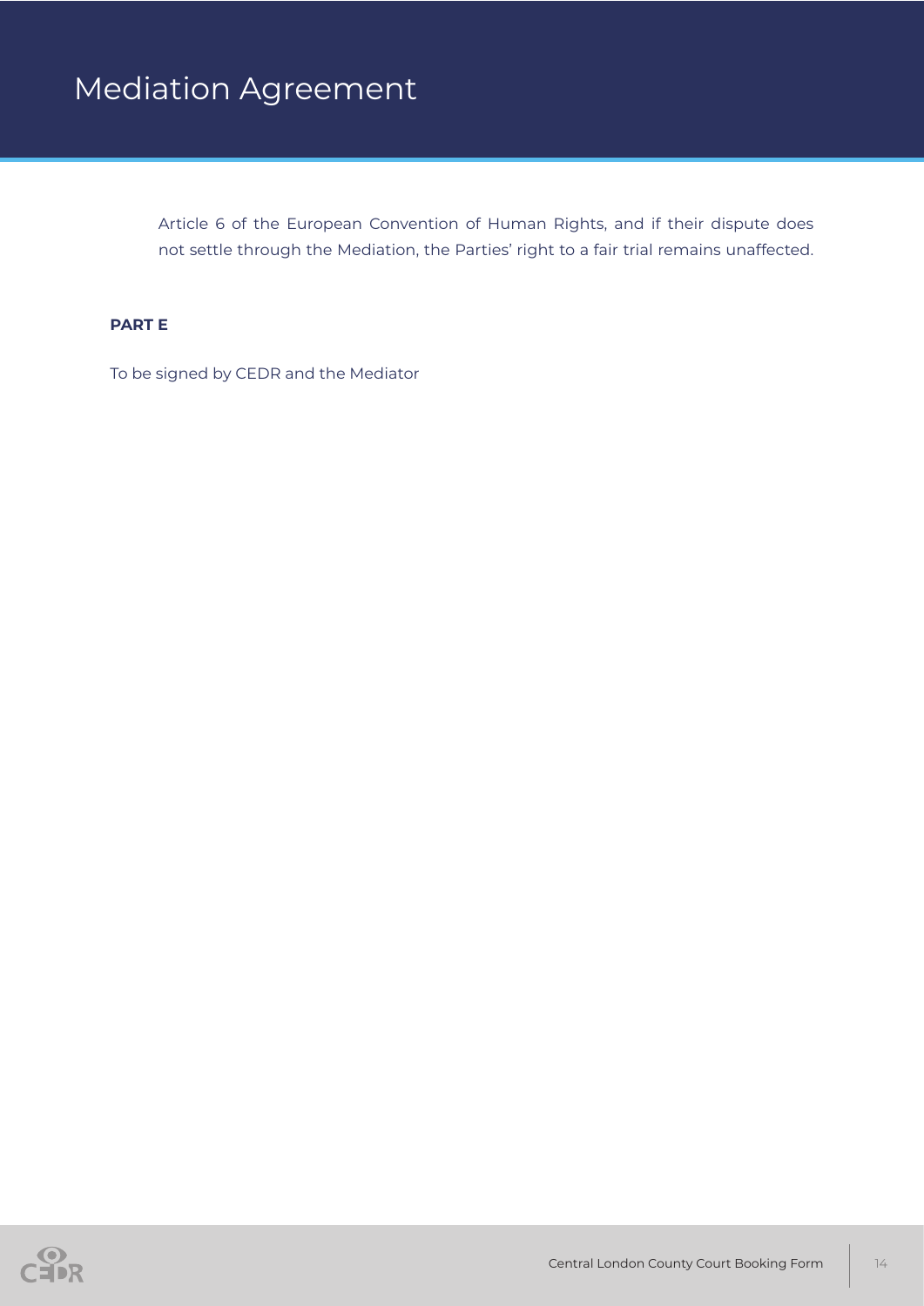Article 6 of the European Convention of Human Rights, and if their dispute does not settle through the Mediation, the Parties' right to a fair trial remains unaffected.

**PART E**

To be signed by CEDR and the Mediator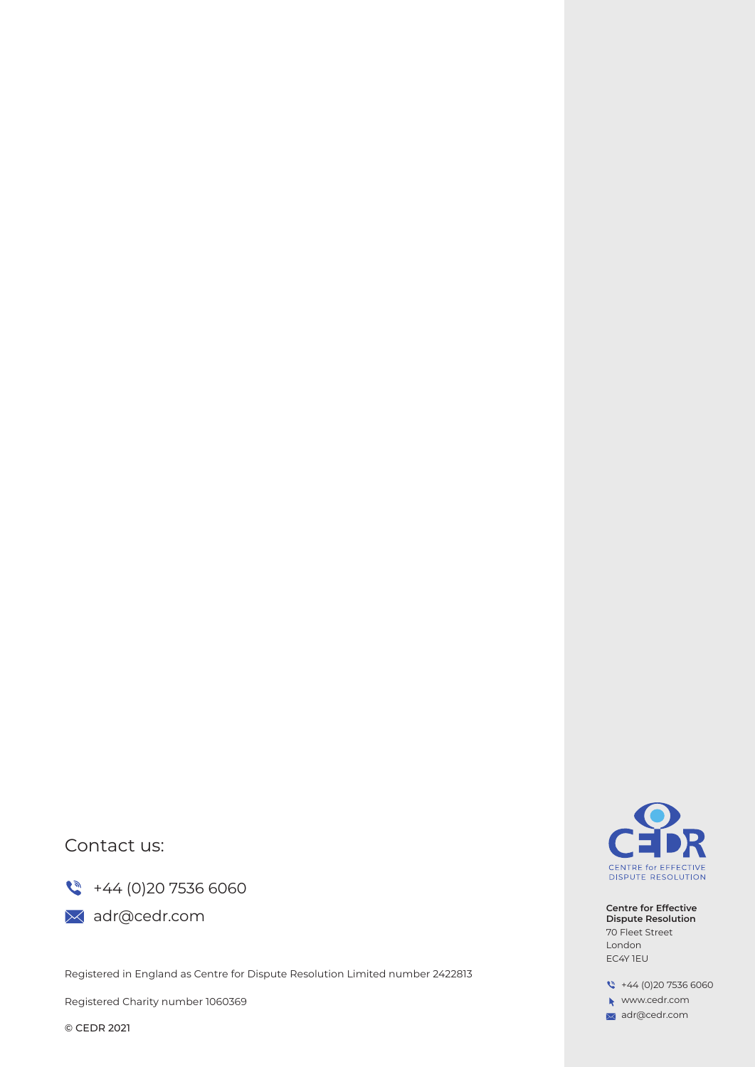Contact us:

+44 (0)20 7536 6060

adr@cedr.com

Registered in England as Centre for Dispute Resolution Limited number 2422813

Registered Charity number 1060369

© CEDR 2021

CEDR

CENTRE for EFFECTIVE DISPUTE RESOLUTION

**Centre for Effective Dispute Resolution**
70 Fleet Street
London
EC4Y 1EU

+44 (0)20 7536 6060
www.cedr.com
adr@cedr.com